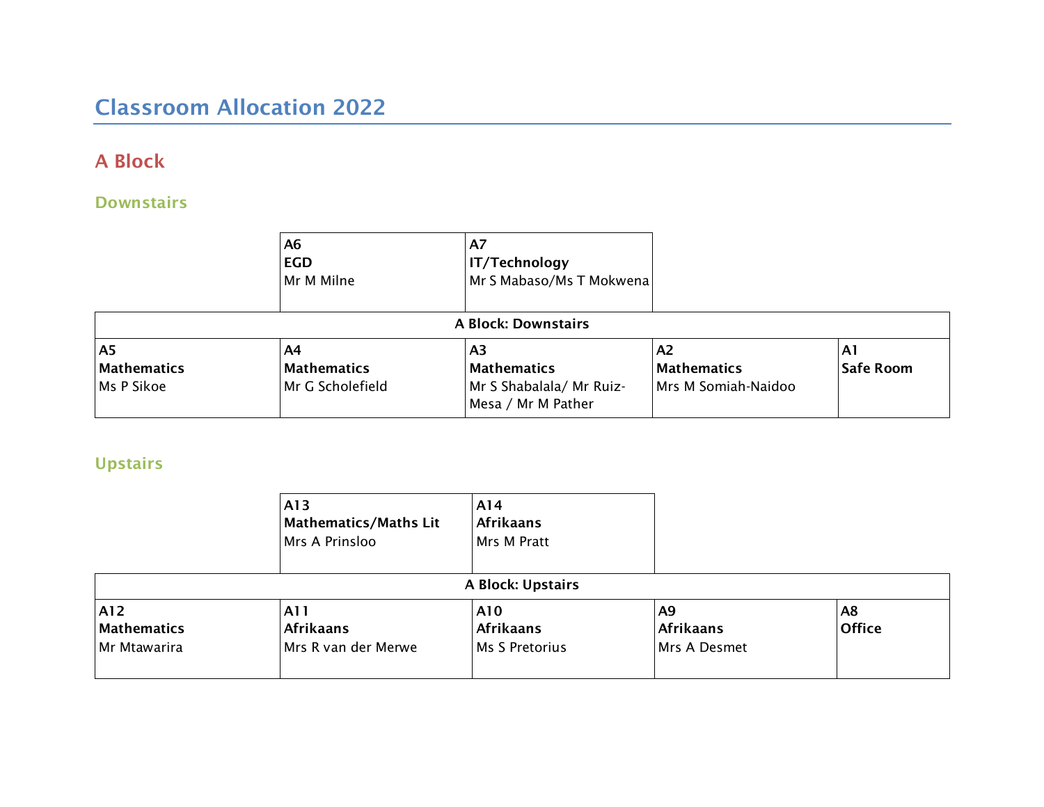# Classroom Allocation 2022

## A Block

### Downstairs

| | | | | |
|---|---|---|---|---|
| | **A6**<br>**EGD**<br>Mr M Milne | **A7**<br>**IT/Technology**<br>Mr S Mabaso/Ms T Mokwena | | |
| **A Block: Downstairs** | | | | |
| **A5**<br>**Mathematics**<br>Ms P Sikoe | **A4**<br>**Mathematics**<br>Mr G Scholefield | **A3**<br>**Mathematics**<br>Mr S Shabalala/ Mr Ruiz-Mesa / Mr M Pather | **A2**<br>**Mathematics**<br>Mrs M Somiah-Naidoo | **A1**<br>**Safe Room** |

### Upstairs

| | | | | |
|---|---|---|---|---|
| | **A13**<br>**Mathematics/Maths Lit**<br>Mrs A Prinsloo | **A14**<br>**Afrikaans**<br>Mrs M Pratt | | |
| **A Block: Upstairs** | | | | |
| **A12**<br>**Mathematics**<br>Mr Mtawarira | **A11**<br>**Afrikaans**<br>Mrs R van der Merwe | **A10**<br>**Afrikaans**<br>Ms S Pretorius | **A9**<br>**Afrikaans**<br>Mrs A Desmet | **A8**<br>**Office** |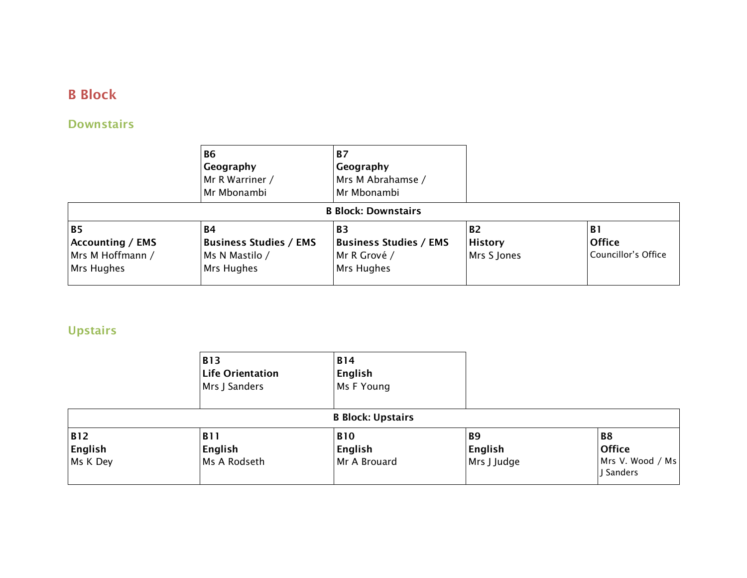## B Block

### Downstairs

| | **B6** **Geography** Mr R Warriner / Mr Mbonambi | **B7** **Geography** Mrs M Abrahamse / Mr Mbonambi | | |
|---|---|---|---|---|
| | | **B Block: Downstairs** | | |
| **B5** **Accounting / EMS** Mrs M Hoffmann / Mrs Hughes | **B4** **Business Studies / EMS** Ms N Mastilo / Mrs Hughes | **B3** **Business Studies / EMS** Mr R Grové / Mrs Hughes | **B2** **History** Mrs S Jones | **B1** **Office** Councillor's Office |

### Upstairs

| | **B13** **Life Orientation** Mrs J Sanders | **B14** **English** Ms F Young | | |
|---|---|---|---|---|
| | | **B Block: Upstairs** | | |
| **B12** **English** Ms K Dey | **B11** **English** Ms A Rodseth | **B10** **English** Mr A Brouard | **B9** **English** Mrs J Judge | **B8** **Office** Mrs V. Wood / Ms J Sanders |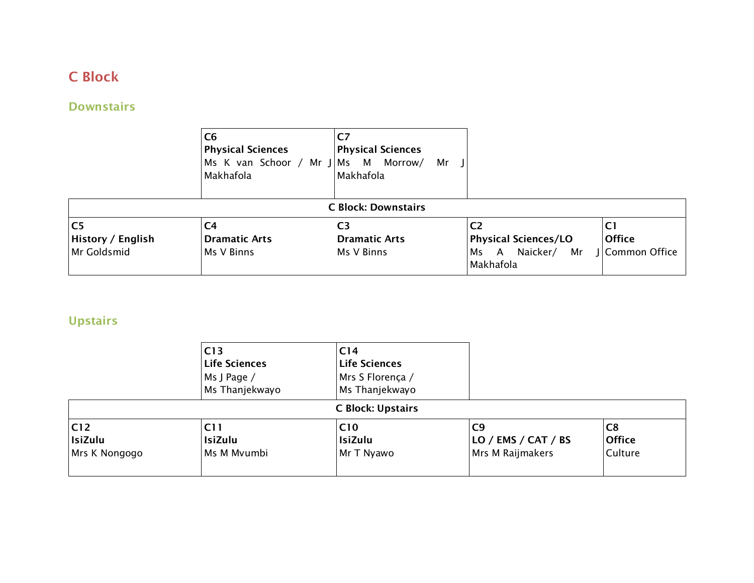# C Block

## Downstairs

| | C6<br>**Physical Sciences**<br>Ms K van Schoor / Mr J Makhafola | C7<br>**Physical Sciences**<br>Ms M Morrow/ Mr J Makhafola | | |
|---|---|---|---|---|
| **C Block: Downstairs** | | | | |
| **C5**<br>**History / English**<br>Mr Goldsmid | **C4**<br>**Dramatic Arts**<br>Ms V Binns | **C3**<br>**Dramatic Arts**<br>Ms V Binns | **C2**<br>**Physical Sciences/LO**<br>Ms A Naicker/ Mr J Makhafola | **C1**<br>**Office**<br>Common Office |

## Upstairs

| | C13<br>**Life Sciences**<br>Ms J Page /<br>Ms Thanjekwayo | C14<br>**Life Sciences**<br>Mrs S Florença /<br>Ms Thanjekwayo | | |
|---|---|---|---|---|
| **C Block: Upstairs** | | | | |
| **C12**<br>**IsiZulu**<br>Mrs K Nongogo | **C11**<br>**IsiZulu**<br>Ms M Mvumbi | **C10**<br>**IsiZulu**<br>Mr T Nyawo | **C9**<br>**LO / EMS / CAT / BS**<br>Mrs M Raijmakers | **C8**<br>**Office**<br>Culture |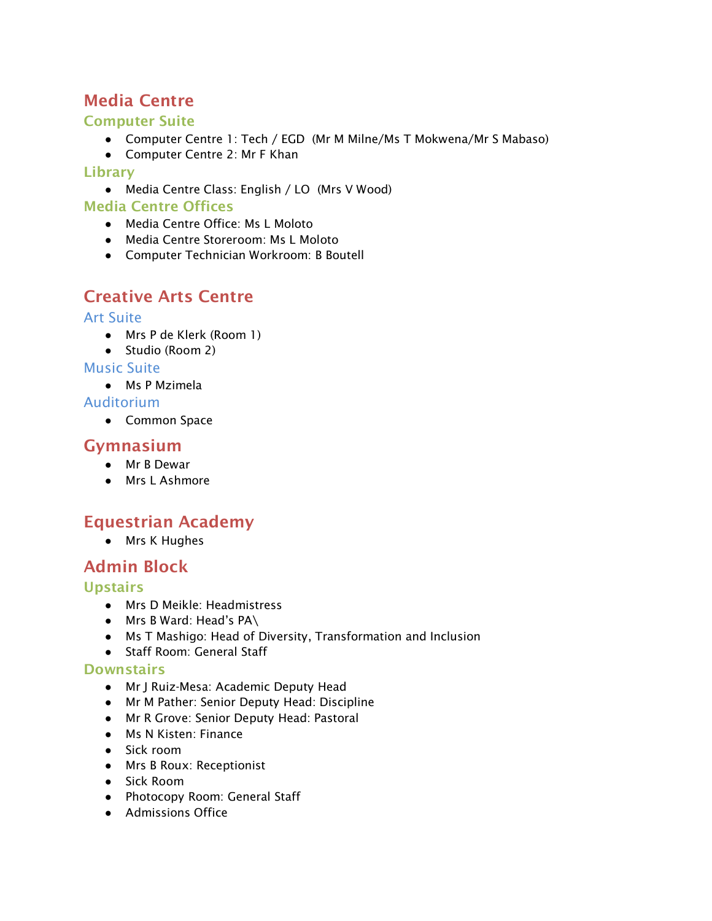# Media Centre

## Computer Suite

- Computer Centre 1: Tech / EGD  (Mr M Milne/Ms T Mokwena/Mr S Mabaso)
- Computer Centre 2: Mr F Khan

## Library

- Media Centre Class: English / LO  (Mrs V Wood)

## Media Centre Offices

- Media Centre Office: Ms L Moloto
- Media Centre Storeroom: Ms L Moloto
- Computer Technician Workroom: B Boutell

# Creative Arts Centre

## Art Suite

- Mrs P de Klerk (Room 1)
- Studio (Room 2)

## Music Suite

- Ms P Mzimela

## Auditorium

- Common Space

# Gymnasium

- Mr B Dewar
- Mrs L Ashmore

# Equestrian Academy

- Mrs K Hughes

# Admin Block

## Upstairs

- Mrs D Meikle: Headmistress
- Mrs B Ward: Head's PA\
- Ms T Mashigo: Head of Diversity, Transformation and Inclusion
- Staff Room: General Staff

## Downstairs

- Mr J Ruiz-Mesa: Academic Deputy Head
- Mr M Pather: Senior Deputy Head: Discipline
- Mr R Grove: Senior Deputy Head: Pastoral
- Ms N Kisten: Finance
- Sick room
- Mrs B Roux: Receptionist
- Sick Room
- Photocopy Room: General Staff
- Admissions Office